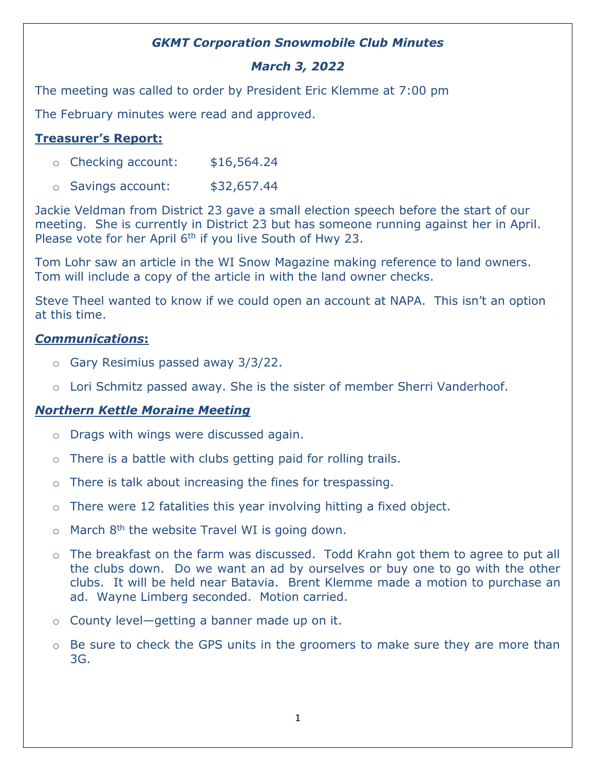# *GKMT Corporation Snowmobile Club Minutes*

## *March 3, 2022*

The meeting was called to order by President Eric Klemme at 7:00 pm

The February minutes were read and approved.

**Treasurer's Report:**

- Checking account: $16,564.24
- Savings account: $32,657.44

Jackie Veldman from District 23 gave a small election speech before the start of our meeting. She is currently in District 23 but has someone running against her in April. Please vote for her April 6th if you live South of Hwy 23.

Tom Lohr saw an article in the WI Snow Magazine making reference to land owners. Tom will include a copy of the article in with the land owner checks.

Steve Theel wanted to know if we could open an account at NAPA. This isn't an option at this time.

***Communications*:**

- Gary Resimius passed away 3/3/22.
- Lori Schmitz passed away. She is the sister of member Sherri Vanderhoof.

***Northern Kettle Moraine Meeting***

- Drags with wings were discussed again.
- There is a battle with clubs getting paid for rolling trails.
- There is talk about increasing the fines for trespassing.
- There were 12 fatalities this year involving hitting a fixed object.
- March 8th the website Travel WI is going down.
- The breakfast on the farm was discussed. Todd Krahn got them to agree to put all the clubs down. Do we want an ad by ourselves or buy one to go with the other clubs. It will be held near Batavia. Brent Klemme made a motion to purchase an ad. Wayne Limberg seconded. Motion carried.
- County level—getting a banner made up on it.
- Be sure to check the GPS units in the groomers to make sure they are more than 3G.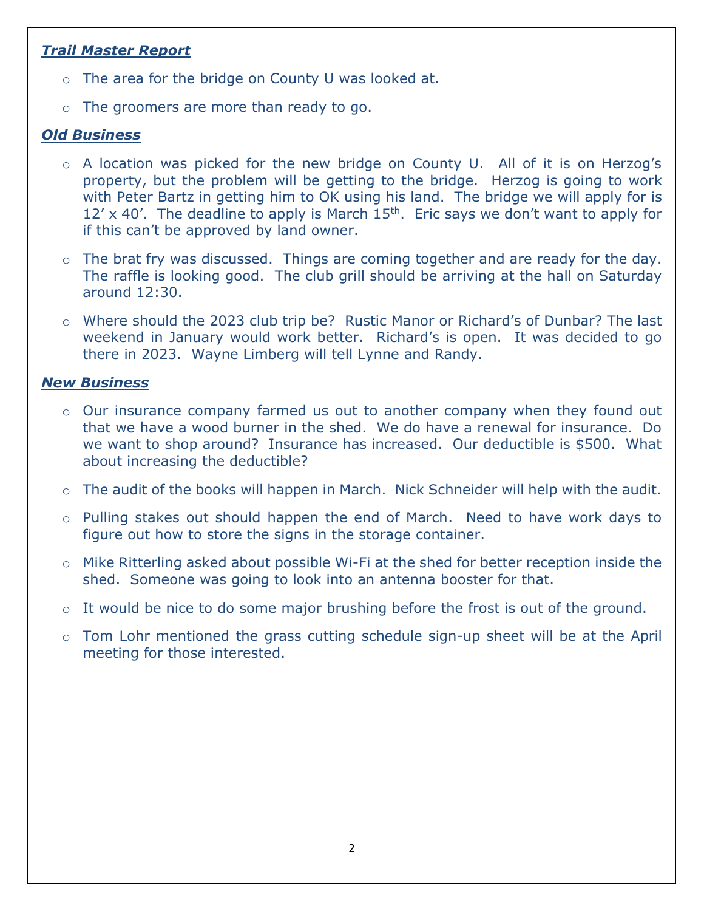***Trail Master Report***

- The area for the bridge on County U was looked at.
- The groomers are more than ready to go.

***Old Business***

- A location was picked for the new bridge on County U. All of it is on Herzog's property, but the problem will be getting to the bridge. Herzog is going to work with Peter Bartz in getting him to OK using his land. The bridge we will apply for is 12' x 40'. The deadline to apply is March 15th. Eric says we don't want to apply for if this can't be approved by land owner.
- The brat fry was discussed. Things are coming together and are ready for the day. The raffle is looking good. The club grill should be arriving at the hall on Saturday around 12:30.
- Where should the 2023 club trip be? Rustic Manor or Richard's of Dunbar? The last weekend in January would work better. Richard's is open. It was decided to go there in 2023. Wayne Limberg will tell Lynne and Randy.

***New Business***

- Our insurance company farmed us out to another company when they found out that we have a wood burner in the shed. We do have a renewal for insurance. Do we want to shop around? Insurance has increased. Our deductible is $500. What about increasing the deductible?
- The audit of the books will happen in March. Nick Schneider will help with the audit.
- Pulling stakes out should happen the end of March. Need to have work days to figure out how to store the signs in the storage container.
- Mike Ritterling asked about possible Wi-Fi at the shed for better reception inside the shed. Someone was going to look into an antenna booster for that.
- It would be nice to do some major brushing before the frost is out of the ground.
- Tom Lohr mentioned the grass cutting schedule sign-up sheet will be at the April meeting for those interested.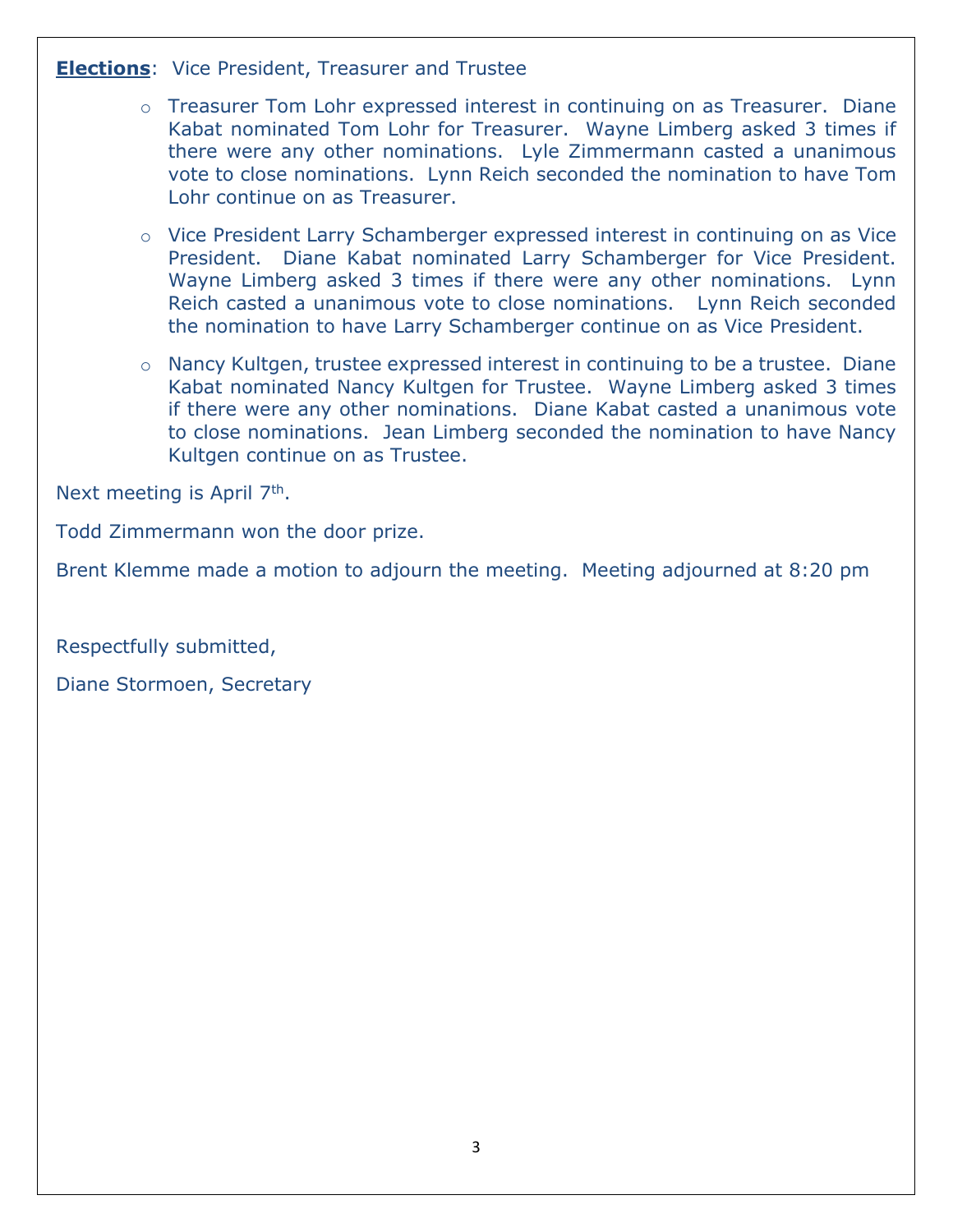**Elections**: Vice President, Treasurer and Trustee

- Treasurer Tom Lohr expressed interest in continuing on as Treasurer. Diane Kabat nominated Tom Lohr for Treasurer. Wayne Limberg asked 3 times if there were any other nominations. Lyle Zimmermann casted a unanimous vote to close nominations. Lynn Reich seconded the nomination to have Tom Lohr continue on as Treasurer.
- Vice President Larry Schamberger expressed interest in continuing on as Vice President. Diane Kabat nominated Larry Schamberger for Vice President. Wayne Limberg asked 3 times if there were any other nominations. Lynn Reich casted a unanimous vote to close nominations. Lynn Reich seconded the nomination to have Larry Schamberger continue on as Vice President.
- Nancy Kultgen, trustee expressed interest in continuing to be a trustee. Diane Kabat nominated Nancy Kultgen for Trustee. Wayne Limberg asked 3 times if there were any other nominations. Diane Kabat casted a unanimous vote to close nominations. Jean Limberg seconded the nomination to have Nancy Kultgen continue on as Trustee.

Next meeting is April 7th.

Todd Zimmermann won the door prize.

Brent Klemme made a motion to adjourn the meeting. Meeting adjourned at 8:20 pm

Respectfully submitted,

Diane Stormoen, Secretary